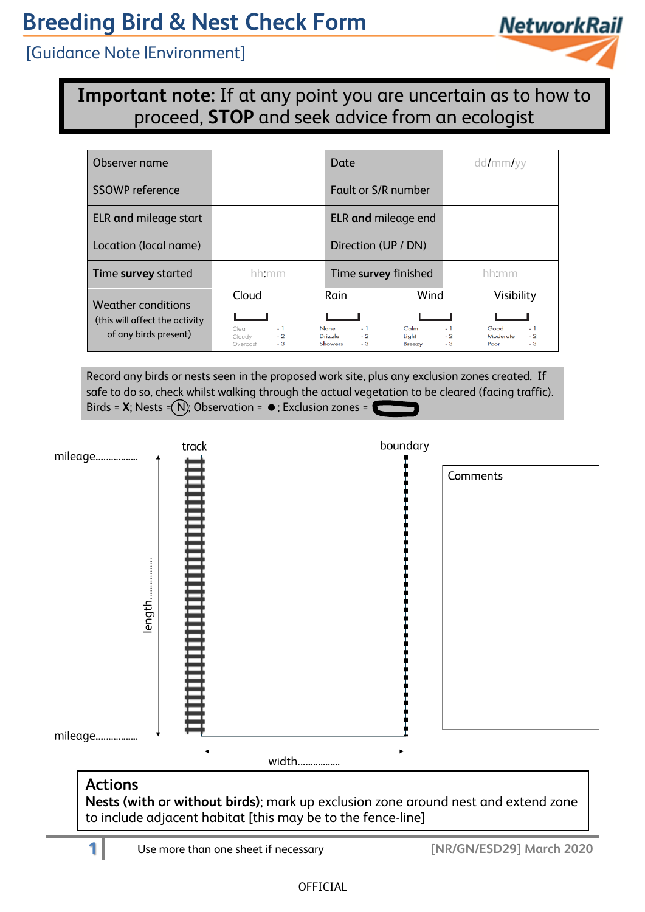# Breeding Bird & Nest Check Form

[Guidance Note |Environment]

**Important note:** If at any point you are uncertain as to how to proceed, **STOP** and seek advice from an ecologist

| Observer name | | Date | dd/mm/yy |
|---|---|---|---|
| SSOWP reference | | Fault or S/R number | |
| ELR **and** mileage start | | ELR **and** mileage end | |
| Location (local name) | | Direction (UP / DN) | |
| Time **survey** started | hh:mm | Time **survey** finished | hh:mm |

| Weather conditions (this will affect the activity of any birds present) | Cloud | Rain | Wind | Visibility |
|---|---|---|---|---|
| | Clear - 1<br>Cloudy - 2<br>Overcast - 3 | None - 1<br>Drizzle - 2<br>Showers - 3 | Calm - 1<br>Light - 2<br>Breezy - 3 | Good - 1<br>Moderate - 2<br>Poor - 3 |

Record any birds or nests seen in the proposed work site, plus any exclusion zones created. If safe to do so, check whilst walking through the actual vegetation to be cleared (facing traffic). Birds = **X**; Nests = Ⓝ; Observation = ●; Exclusion zones = ⬭

track | boundary

mileage.................

length.................

mileage.................

width.................

Comments

## Actions

**Nests (with or without birds)**; mark up exclusion zone around nest and extend zone to include adjacent habitat [this may be to the fence-line]

Use more than one sheet if necessary

[NR/GN/ESD29] March 2020

OFFICIAL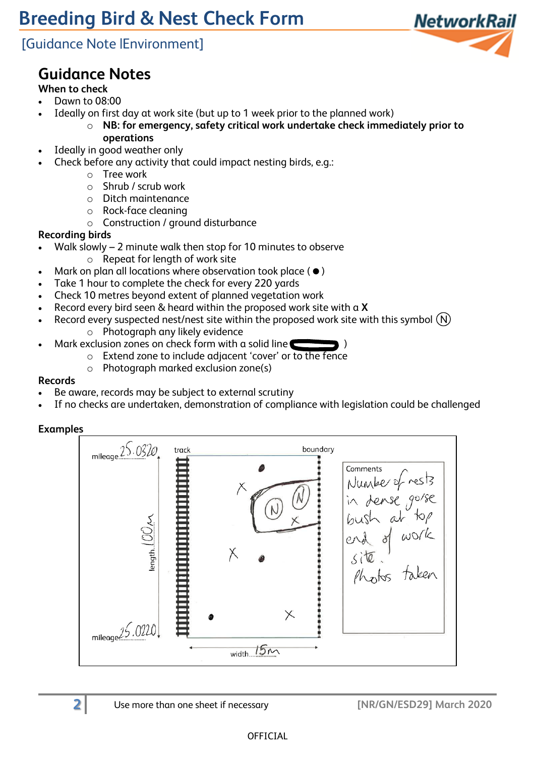# Breeding Bird & Nest Check Form

[Guidance Note |Environment]

## Guidance Notes

**When to check**

- Dawn to 08:00
- Ideally on first day at work site (but up to 1 week prior to the planned work)
  - **NB: for emergency, safety critical work undertake check immediately prior to operations**
- Ideally in good weather only
- Check before any activity that could impact nesting birds, e.g.:
  - Tree work
  - Shrub / scrub work
  - Ditch maintenance
  - Rock-face cleaning
  - Construction / ground disturbance

**Recording birds**

- Walk slowly – 2 minute walk then stop for 10 minutes to observe
  - Repeat for length of work site
- Mark on plan all locations where observation took place ( ● )
- Take 1 hour to complete the check for every 220 yards
- Check 10 metres beyond extent of planned vegetation work
- Record every bird seen & heard within the proposed work site with a **X**
- Record every suspected nest/nest site within the proposed work site with this symbol Ⓝ
  - Photograph any likely evidence
- Mark exclusion zones on check form with a solid line ( )
  - Extend zone to include adjacent 'cover' or to the fence
  - Photograph marked exclusion zone(s)

**Records**

- Be aware, records may be subject to external scrutiny
- If no checks are undertaken, demonstration of compliance with legislation could be challenged

**Examples**

mileage 25.0320

track

boundary

length 100m

mileage 25.0220

width 15m

Comments: Number of nests in dense gorse bush at top end of work site. Photos taken

Use more than one sheet if necessary

[NR/GN/ESD29] March 2020

OFFICIAL